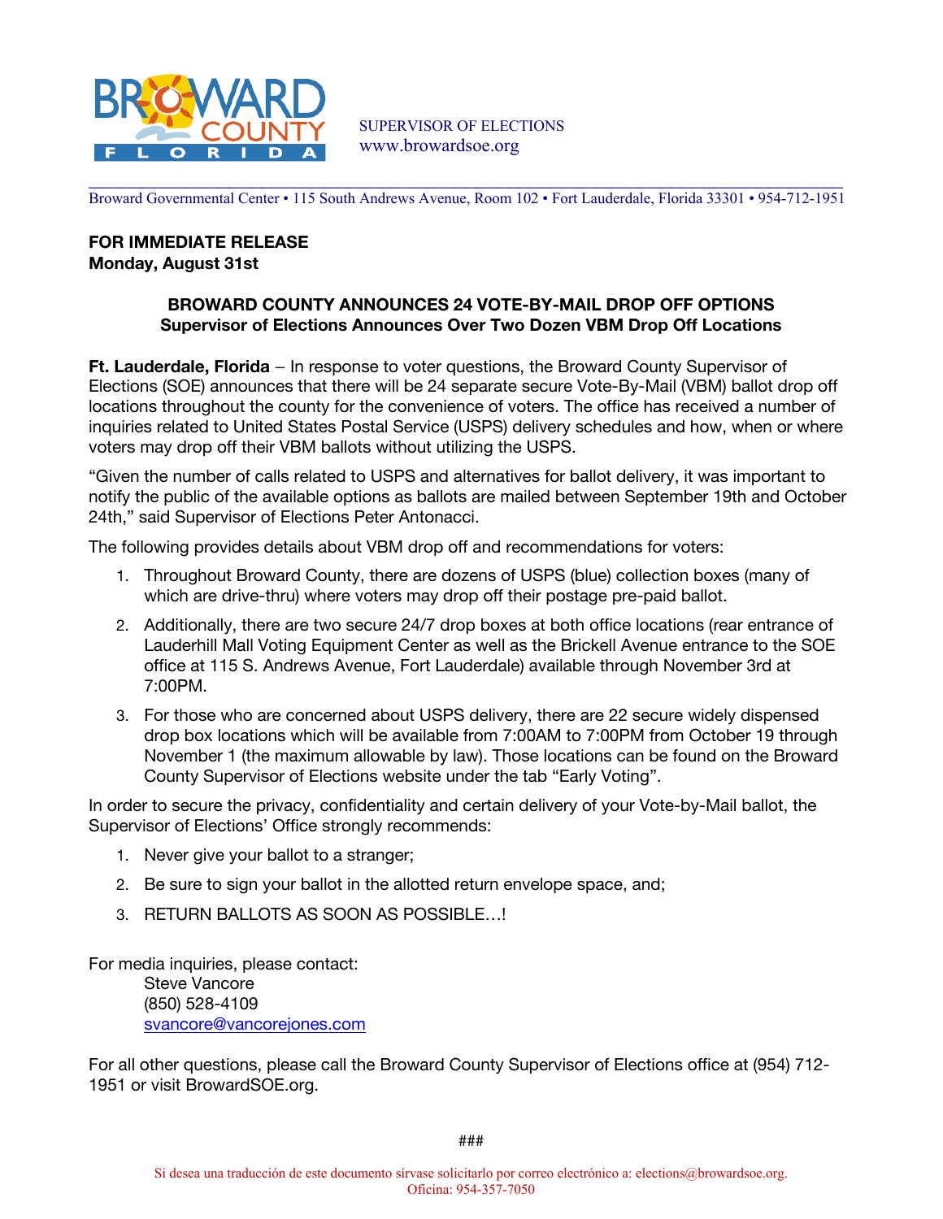SUPERVISOR OF ELECTIONS
www.browardsoe.org

Broward Governmental Center • 115 South Andrews Avenue, Room 102 • Fort Lauderdale, Florida 33301 • 954-712-1951

**FOR IMMEDIATE RELEASE**
**Monday, August 31st**

## BROWARD COUNTY ANNOUNCES 24 VOTE-BY-MAIL DROP OFF OPTIONS
### Supervisor of Elections Announces Over Two Dozen VBM Drop Off Locations

**Ft. Lauderdale, Florida** – In response to voter questions, the Broward County Supervisor of Elections (SOE) announces that there will be 24 separate secure Vote-By-Mail (VBM) ballot drop off locations throughout the county for the convenience of voters. The office has received a number of inquiries related to United States Postal Service (USPS) delivery schedules and how, when or where voters may drop off their VBM ballots without utilizing the USPS.

"Given the number of calls related to USPS and alternatives for ballot delivery, it was important to notify the public of the available options as ballots are mailed between September 19th and October 24th," said Supervisor of Elections Peter Antonacci.

The following provides details about VBM drop off and recommendations for voters:

1. Throughout Broward County, there are dozens of USPS (blue) collection boxes (many of which are drive-thru) where voters may drop off their postage pre-paid ballot.
2. Additionally, there are two secure 24/7 drop boxes at both office locations (rear entrance of Lauderhill Mall Voting Equipment Center as well as the Brickell Avenue entrance to the SOE office at 115 S. Andrews Avenue, Fort Lauderdale) available through November 3rd at 7:00PM.
3. For those who are concerned about USPS delivery, there are 22 secure widely dispensed drop box locations which will be available from 7:00AM to 7:00PM from October 19 through November 1 (the maximum allowable by law). Those locations can be found on the Broward County Supervisor of Elections website under the tab "Early Voting".

In order to secure the privacy, confidentiality and certain delivery of your Vote-by-Mail ballot, the Supervisor of Elections' Office strongly recommends:

1. Never give your ballot to a stranger;
2. Be sure to sign your ballot in the allotted return envelope space, and;
3. RETURN BALLOTS AS SOON AS POSSIBLE…!

For media inquiries, please contact:
Steve Vancore
(850) 528-4109
svancore@vancorejones.com

For all other questions, please call the Broward County Supervisor of Elections office at (954) 712-1951 or visit BrowardSOE.org.

###

Si desea una traducción de este documento sírvase solicitarlo por correo electrónico a: elections@browardsoe.org.
Oficina: 954-357-7050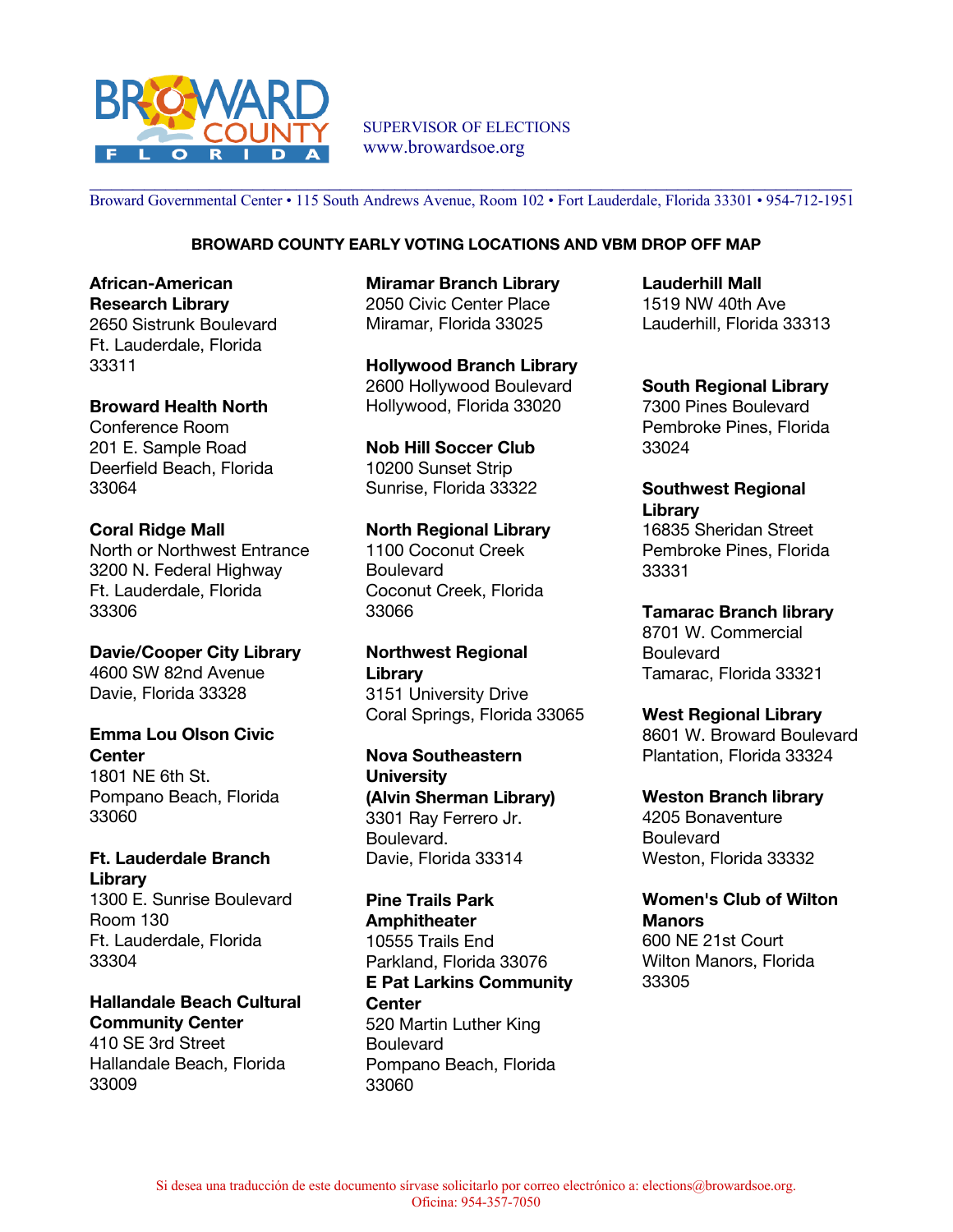SUPERVISOR OF ELECTIONS
www.browardsoe.org

Broward Governmental Center • 115 South Andrews Avenue, Room 102 • Fort Lauderdale, Florida 33301 • 954-712-1951

## BROWARD COUNTY EARLY VOTING LOCATIONS AND VBM DROP OFF MAP

**African-American Research Library**
2650 Sistrunk Boulevard
Ft. Lauderdale, Florida 33311

**Broward Health North**
Conference Room
201 E. Sample Road
Deerfield Beach, Florida 33064

**Coral Ridge Mall**
North or Northwest Entrance
3200 N. Federal Highway
Ft. Lauderdale, Florida 33306

**Davie/Cooper City Library**
4600 SW 82nd Avenue
Davie, Florida 33328

**Emma Lou Olson Civic Center**
1801 NE 6th St.
Pompano Beach, Florida 33060

**Ft. Lauderdale Branch Library**
1300 E. Sunrise Boulevard
Room 130
Ft. Lauderdale, Florida 33304

**Hallandale Beach Cultural Community Center**
410 SE 3rd Street
Hallandale Beach, Florida 33009

**Miramar Branch Library**
2050 Civic Center Place
Miramar, Florida 33025

**Hollywood Branch Library**
2600 Hollywood Boulevard
Hollywood, Florida 33020

**Nob Hill Soccer Club**
10200 Sunset Strip
Sunrise, Florida 33322

**North Regional Library**
1100 Coconut Creek Boulevard
Coconut Creek, Florida 33066

**Northwest Regional Library**
3151 University Drive
Coral Springs, Florida 33065

**Nova Southeastern University (Alvin Sherman Library)**
3301 Ray Ferrero Jr. Boulevard.
Davie, Florida 33314

**Pine Trails Park Amphitheater**
10555 Trails End
Parkland, Florida 33076

**E Pat Larkins Community Center**
520 Martin Luther King Boulevard
Pompano Beach, Florida 33060

**Lauderhill Mall**
1519 NW 40th Ave
Lauderhill, Florida 33313

**South Regional Library**
7300 Pines Boulevard
Pembroke Pines, Florida 33024

**Southwest Regional Library**
16835 Sheridan Street
Pembroke Pines, Florida 33331

**Tamarac Branch library**
8701 W. Commercial Boulevard
Tamarac, Florida 33321

**West Regional Library**
8601 W. Broward Boulevard
Plantation, Florida 33324

**Weston Branch library**
4205 Bonaventure Boulevard
Weston, Florida 33332

**Women's Club of Wilton Manors**
600 NE 21st Court
Wilton Manors, Florida 33305

Si desea una traducción de este documento sírvase solicitarlo por correo electrónico a: elections@browardsoe.org.
Oficina: 954-357-7050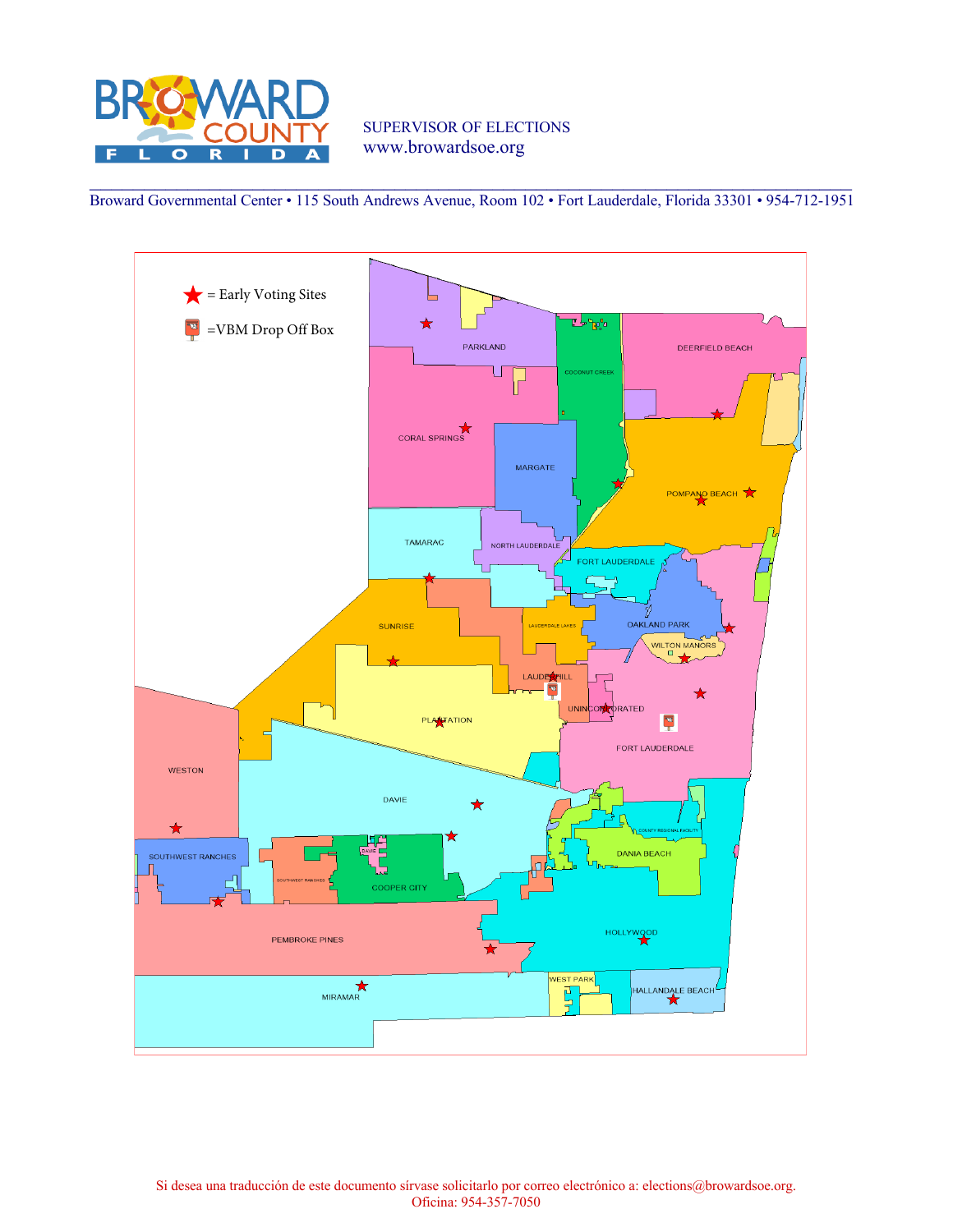SUPERVISOR OF ELECTIONS
www.browardsoe.org

Broward Governmental Center • 115 South Andrews Avenue, Room 102 • Fort Lauderdale, Florida 33301 • 954-712-1951

= Early Voting Sites

=VBM Drop Off Box

PARKLAND
COCONUT CREEK
DEERFIELD BEACH
CORAL SPRINGS
MARGATE
POMPANO BEACH
TAMARAC
NORTH LAUDERDALE
FORT LAUDERDALE
LAUDERDALE LAKES
OAKLAND PARK
SUNRISE
WILTON MANORS
LAUDERHILL
UNINCORPORATED
PLANTATION
FORT LAUDERDALE
WESTON
DAVIE
COUNTY REGIONAL FACILITY
DANIA BEACH
SOUTHWEST RANCHES
DAVIE
SOUTHWEST RANCHES
COOPER CITY
PEMBROKE PINES
HOLLYWOOD
WEST PARK
HALLANDALE BEACH
MIRAMAR

Si desea una traducción de este documento sírvase solicitarlo por correo electrónico a: elections@browardsoe.org.
Oficina: 954-357-7050